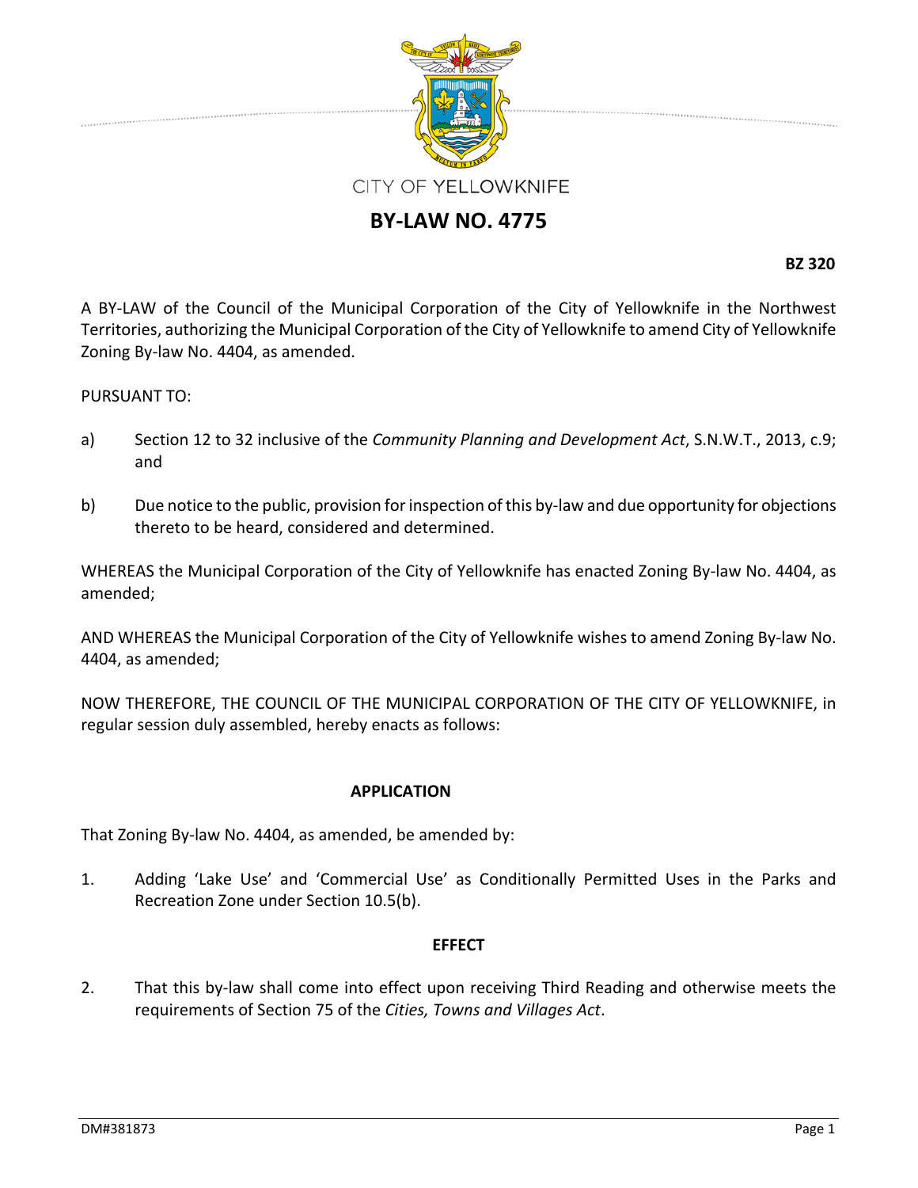CITY OF YELLOWKNIFE

# BY-LAW NO. 4775

**BZ 320**

A BY-LAW of the Council of the Municipal Corporation of the City of Yellowknife in the Northwest Territories, authorizing the Municipal Corporation of the City of Yellowknife to amend City of Yellowknife Zoning By-law No. 4404, as amended.

PURSUANT TO:

a) Section 12 to 32 inclusive of the *Community Planning and Development Act*, S.N.W.T., 2013, c.9; and

b) Due notice to the public, provision for inspection of this by-law and due opportunity for objections thereto to be heard, considered and determined.

WHEREAS the Municipal Corporation of the City of Yellowknife has enacted Zoning By-law No. 4404, as amended;

AND WHEREAS the Municipal Corporation of the City of Yellowknife wishes to amend Zoning By-law No. 4404, as amended;

NOW THEREFORE, THE COUNCIL OF THE MUNICIPAL CORPORATION OF THE CITY OF YELLOWKNIFE, in regular session duly assembled, hereby enacts as follows:

## APPLICATION

That Zoning By-law No. 4404, as amended, be amended by:

1. Adding 'Lake Use' and 'Commercial Use' as Conditionally Permitted Uses in the Parks and Recreation Zone under Section 10.5(b).

## EFFECT

2. That this by-law shall come into effect upon receiving Third Reading and otherwise meets the requirements of Section 75 of the *Cities, Towns and Villages Act*.

DM#381873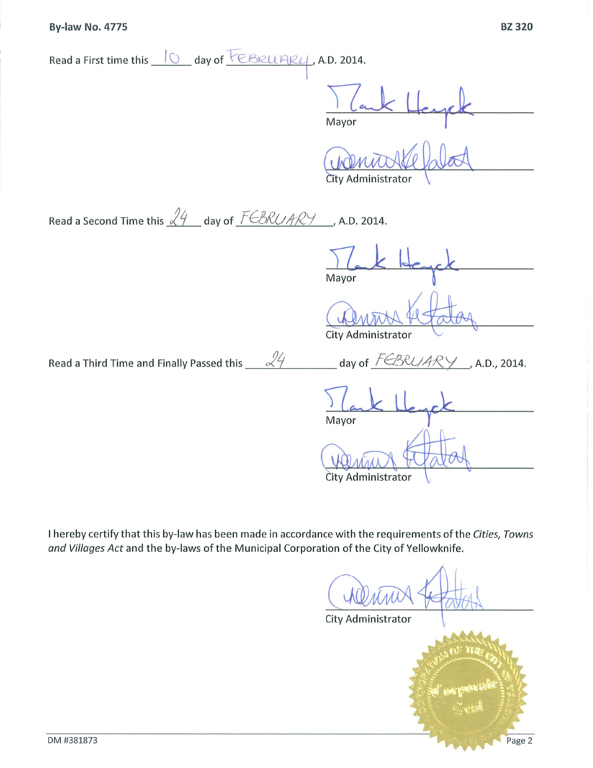By-law No. 4775 BZ 320

Read a First time this 10 day of FEBRUARY, A.D. 2014.

Mayor

City Administrator

Read a Second Time this 24 day of FEBRUARY, A.D. 2014.

Mayor

City Administrator

Read a Third Time and Finally Passed this 24 day of FEBRUARY, A.D., 2014.

Mayor

City Administrator

I hereby certify that this by-law has been made in accordance with the requirements of the *Cities, Towns and Villages Act* and the by-laws of the Municipal Corporation of the City of Yellowknife.

City Administrator

DM #381873